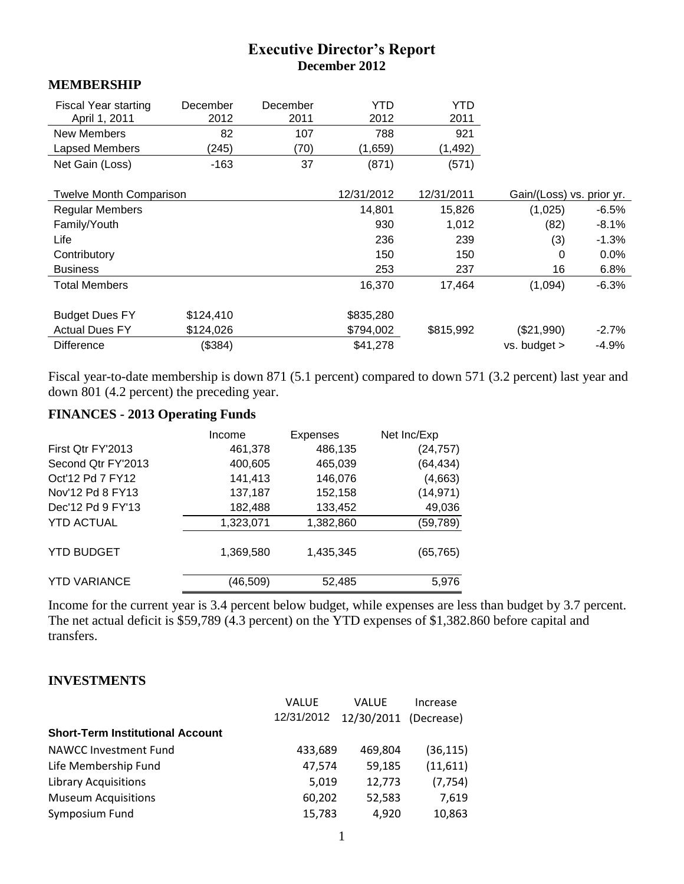# Executive Director's Report
## December 2012

### MEMBERSHIP

| Fiscal Year starting April 1, 2011 | December 2012 | December 2011 | YTD 2012 | YTD 2011 |
|---|---|---|---|---|
| New Members | 82 | 107 | 788 | 921 |
| Lapsed Members | (245) | (70) | (1,659) | (1,492) |
| Net Gain (Loss) | -163 | 37 | (871) | (571) |

| Twelve Month Comparison | | | 12/31/2012 | 12/31/2011 | Gain/(Loss) vs. prior yr. | |
|---|---|---|---|---|---|---|
| Regular Members | | | 14,801 | 15,826 | (1,025) | -6.5% |
| Family/Youth | | | 930 | 1,012 | (82) | -8.1% |
| Life | | | 236 | 239 | (3) | -1.3% |
| Contributory | | | 150 | 150 | 0 | 0.0% |
| Business | | | 253 | 237 | 16 | 6.8% |
| Total Members | | | 16,370 | 17,464 | (1,094) | -6.3% |
| | | | | | | |
| Budget Dues FY | $124,410 | | $835,280 | | | |
| Actual Dues FY | $124,026 | | $794,002 | $815,992 | ($21,990) | -2.7% |
| Difference | ($384) | | $41,278 | | vs. budget > | -4.9% |

Fiscal year-to-date membership is down 871 (5.1 percent) compared to down 571 (3.2 percent) last year and down 801 (4.2 percent) the preceding year.

### FINANCES - 2013 Operating Funds

| | Income | Expenses | Net Inc/Exp |
|---|---|---|---|
| First Qtr FY'2013 | 461,378 | 486,135 | (24,757) |
| Second Qtr FY'2013 | 400,605 | 465,039 | (64,434) |
| Oct'12 Pd 7 FY12 | 141,413 | 146,076 | (4,663) |
| Nov'12 Pd 8 FY13 | 137,187 | 152,158 | (14,971) |
| Dec'12 Pd 9 FY'13 | 182,488 | 133,452 | 49,036 |
| YTD ACTUAL | 1,323,071 | 1,382,860 | (59,789) |
| YTD BUDGET | 1,369,580 | 1,435,345 | (65,765) |
| YTD VARIANCE | (46,509) | 52,485 | 5,976 |

Income for the current year is 3.4 percent below budget, while expenses are less than budget by 3.7 percent. The net actual deficit is $59,789 (4.3 percent) on the YTD expenses of $1,382.860 before capital and transfers.

### INVESTMENTS

| | VALUE 12/31/2012 | VALUE 12/30/2011 | Increase (Decrease) |
|---|---|---|---|
| **Short-Term Institutional Account** | | | |
| NAWCC Investment Fund | 433,689 | 469,804 | (36,115) |
| Life Membership Fund | 47,574 | 59,185 | (11,611) |
| Library Acquisitions | 5,019 | 12,773 | (7,754) |
| Museum Acquisitions | 60,202 | 52,583 | 7,619 |
| Symposium Fund | 15,783 | 4,920 | 10,863 |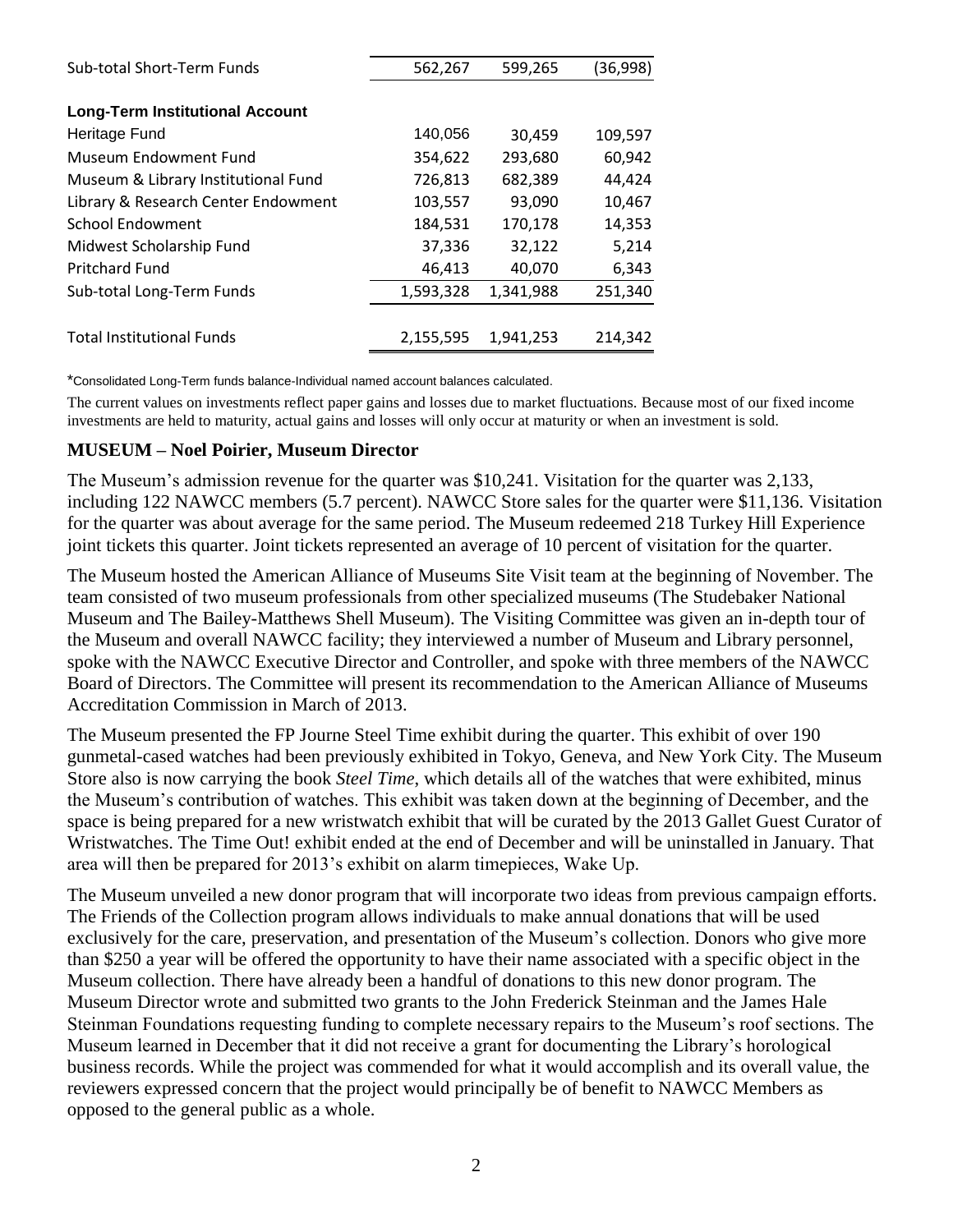| | | | |
|---|---|---|---|
| Sub-total Short-Term Funds | 562,267 | 599,265 | (36,998) |
| **Long-Term Institutional Account** | | | |
| Heritage Fund | 140,056 | 30,459 | 109,597 |
| Museum Endowment Fund | 354,622 | 293,680 | 60,942 |
| Museum & Library Institutional Fund | 726,813 | 682,389 | 44,424 |
| Library & Research Center Endowment | 103,557 | 93,090 | 10,467 |
| School Endowment | 184,531 | 170,178 | 14,353 |
| Midwest Scholarship Fund | 37,336 | 32,122 | 5,214 |
| Pritchard Fund | 46,413 | 40,070 | 6,343 |
| Sub-total Long-Term Funds | 1,593,328 | 1,341,988 | 251,340 |
| Total Institutional Funds | 2,155,595 | 1,941,253 | 214,342 |

*Consolidated Long-Term funds balance-Individual named account balances calculated.

The current values on investments reflect paper gains and losses due to market fluctuations. Because most of our fixed income investments are held to maturity, actual gains and losses will only occur at maturity or when an investment is sold.

## MUSEUM – Noel Poirier, Museum Director

The Museum's admission revenue for the quarter was $10,241. Visitation for the quarter was 2,133, including 122 NAWCC members (5.7 percent). NAWCC Store sales for the quarter were $11,136. Visitation for the quarter was about average for the same period. The Museum redeemed 218 Turkey Hill Experience joint tickets this quarter. Joint tickets represented an average of 10 percent of visitation for the quarter.

The Museum hosted the American Alliance of Museums Site Visit team at the beginning of November. The team consisted of two museum professionals from other specialized museums (The Studebaker National Museum and The Bailey-Matthews Shell Museum). The Visiting Committee was given an in-depth tour of the Museum and overall NAWCC facility; they interviewed a number of Museum and Library personnel, spoke with the NAWCC Executive Director and Controller, and spoke with three members of the NAWCC Board of Directors. The Committee will present its recommendation to the American Alliance of Museums Accreditation Commission in March of 2013.

The Museum presented the FP Journe Steel Time exhibit during the quarter. This exhibit of over 190 gunmetal-cased watches had been previously exhibited in Tokyo, Geneva, and New York City. The Museum Store also is now carrying the book *Steel Time*, which details all of the watches that were exhibited, minus the Museum's contribution of watches. This exhibit was taken down at the beginning of December, and the space is being prepared for a new wristwatch exhibit that will be curated by the 2013 Gallet Guest Curator of Wristwatches. The Time Out! exhibit ended at the end of December and will be uninstalled in January. That area will then be prepared for 2013's exhibit on alarm timepieces, Wake Up.

The Museum unveiled a new donor program that will incorporate two ideas from previous campaign efforts. The Friends of the Collection program allows individuals to make annual donations that will be used exclusively for the care, preservation, and presentation of the Museum's collection. Donors who give more than $250 a year will be offered the opportunity to have their name associated with a specific object in the Museum collection. There have already been a handful of donations to this new donor program. The Museum Director wrote and submitted two grants to the John Frederick Steinman and the James Hale Steinman Foundations requesting funding to complete necessary repairs to the Museum's roof sections. The Museum learned in December that it did not receive a grant for documenting the Library's horological business records. While the project was commended for what it would accomplish and its overall value, the reviewers expressed concern that the project would principally be of benefit to NAWCC Members as opposed to the general public as a whole.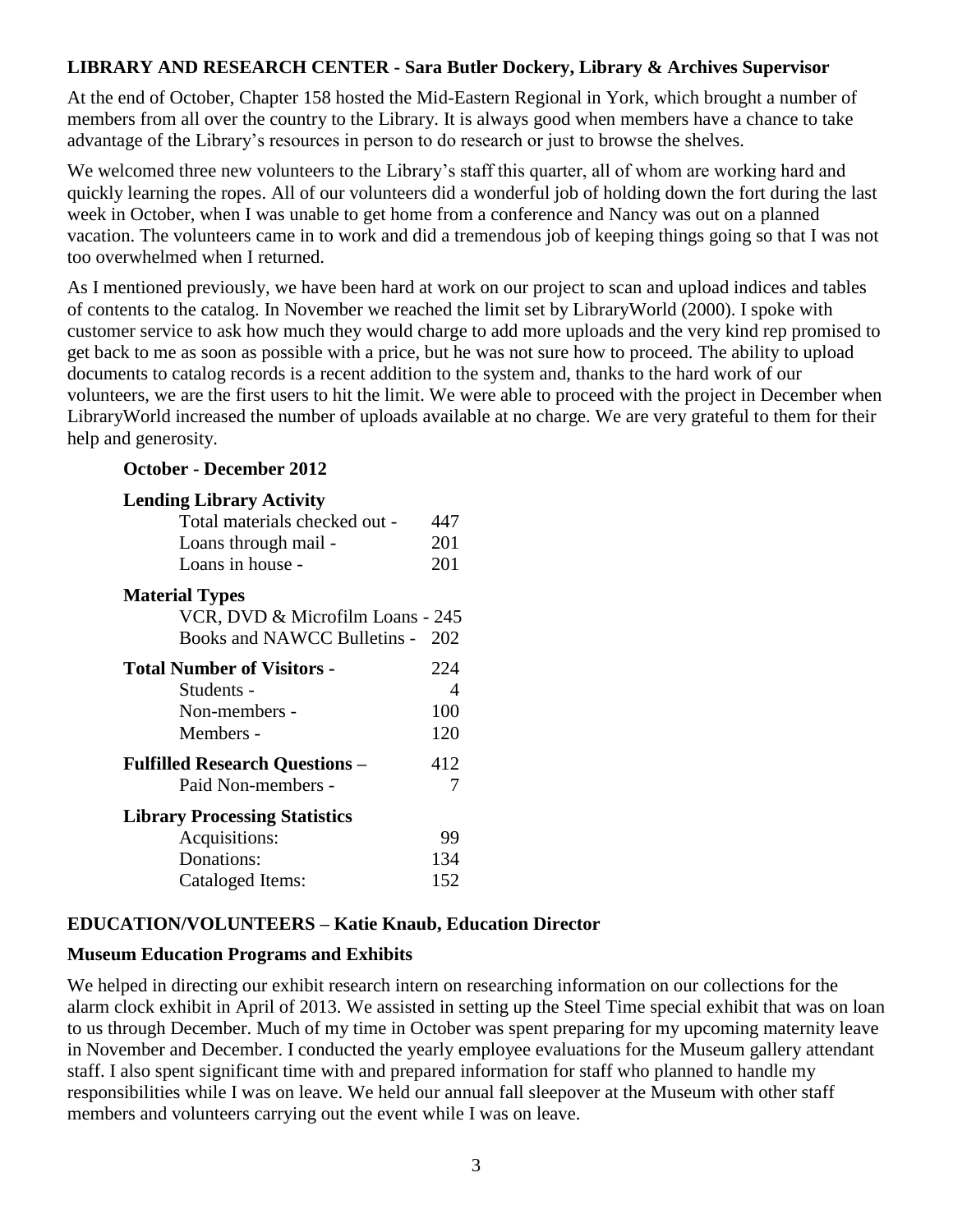## LIBRARY AND RESEARCH CENTER - Sara Butler Dockery, Library & Archives Supervisor

At the end of October, Chapter 158 hosted the Mid-Eastern Regional in York, which brought a number of members from all over the country to the Library. It is always good when members have a chance to take advantage of the Library's resources in person to do research or just to browse the shelves.

We welcomed three new volunteers to the Library's staff this quarter, all of whom are working hard and quickly learning the ropes. All of our volunteers did a wonderful job of holding down the fort during the last week in October, when I was unable to get home from a conference and Nancy was out on a planned vacation. The volunteers came in to work and did a tremendous job of keeping things going so that I was not too overwhelmed when I returned.

As I mentioned previously, we have been hard at work on our project to scan and upload indices and tables of contents to the catalog. In November we reached the limit set by LibraryWorld (2000). I spoke with customer service to ask how much they would charge to add more uploads and the very kind rep promised to get back to me as soon as possible with a price, but he was not sure how to proceed. The ability to upload documents to catalog records is a recent addition to the system and, thanks to the hard work of our volunteers, we are the first users to hit the limit. We were able to proceed with the project in December when LibraryWorld increased the number of uploads available at no charge. We are very grateful to them for their help and generosity.

**October - December 2012**

| | |
|---|---|
| **Lending Library Activity** | |
| Total materials checked out - | 447 |
| Loans through mail - | 201 |
| Loans in house - | 201 |
| **Material Types** | |
| VCR, DVD & Microfilm Loans - | 245 |
| Books and NAWCC Bulletins - | 202 |
| **Total Number of Visitors -** | 224 |
| Students - | 4 |
| Non-members - | 100 |
| Members - | 120 |
| **Fulfilled Research Questions –** | 412 |
| Paid Non-members - | 7 |
| **Library Processing Statistics** | |
| Acquisitions: | 99 |
| Donations: | 134 |
| Cataloged Items: | 152 |

## EDUCATION/VOLUNTEERS – Katie Knaub, Education Director

### Museum Education Programs and Exhibits

We helped in directing our exhibit research intern on researching information on our collections for the alarm clock exhibit in April of 2013. We assisted in setting up the Steel Time special exhibit that was on loan to us through December. Much of my time in October was spent preparing for my upcoming maternity leave in November and December. I conducted the yearly employee evaluations for the Museum gallery attendant staff. I also spent significant time with and prepared information for staff who planned to handle my responsibilities while I was on leave. We held our annual fall sleepover at the Museum with other staff members and volunteers carrying out the event while I was on leave.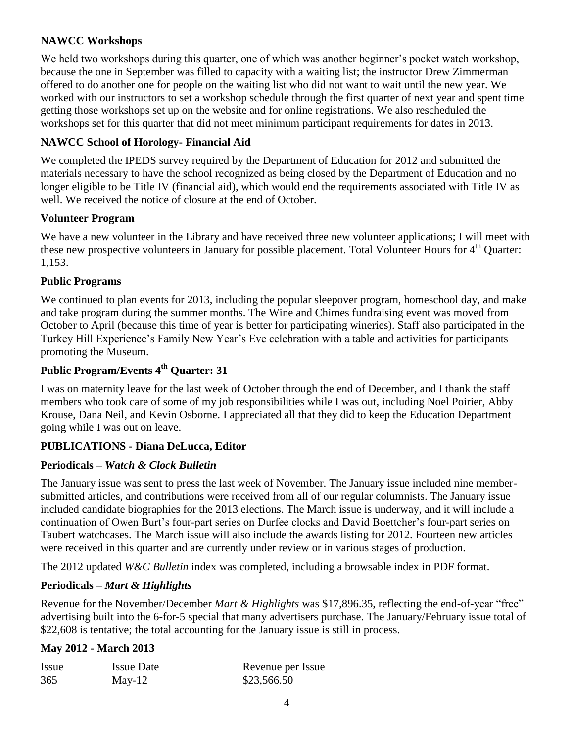### NAWCC Workshops

We held two workshops during this quarter, one of which was another beginner's pocket watch workshop, because the one in September was filled to capacity with a waiting list; the instructor Drew Zimmerman offered to do another one for people on the waiting list who did not want to wait until the new year. We worked with our instructors to set a workshop schedule through the first quarter of next year and spent time getting those workshops set up on the website and for online registrations. We also rescheduled the workshops set for this quarter that did not meet minimum participant requirements for dates in 2013.

### NAWCC School of Horology- Financial Aid

We completed the IPEDS survey required by the Department of Education for 2012 and submitted the materials necessary to have the school recognized as being closed by the Department of Education and no longer eligible to be Title IV (financial aid), which would end the requirements associated with Title IV as well. We received the notice of closure at the end of October.

### Volunteer Program

We have a new volunteer in the Library and have received three new volunteer applications; I will meet with these new prospective volunteers in January for possible placement. Total Volunteer Hours for 4th Quarter: 1,153.

### Public Programs

We continued to plan events for 2013, including the popular sleepover program, homeschool day, and make and take program during the summer months. The Wine and Chimes fundraising event was moved from October to April (because this time of year is better for participating wineries). Staff also participated in the Turkey Hill Experience's Family New Year's Eve celebration with a table and activities for participants promoting the Museum.

### Public Program/Events 4th Quarter: 31

I was on maternity leave for the last week of October through the end of December, and I thank the staff members who took care of some of my job responsibilities while I was out, including Noel Poirier, Abby Krouse, Dana Neil, and Kevin Osborne. I appreciated all that they did to keep the Education Department going while I was out on leave.

## PUBLICATIONS - Diana DeLucca, Editor

### Periodicals – *Watch & Clock Bulletin*

The January issue was sent to press the last week of November. The January issue included nine member-submitted articles, and contributions were received from all of our regular columnists. The January issue included candidate biographies for the 2013 elections. The March issue is underway, and it will include a continuation of Owen Burt's four-part series on Durfee clocks and David Boettcher's four-part series on Taubert watchcases. The March issue will also include the awards listing for 2012. Fourteen new articles were received in this quarter and are currently under review or in various stages of production.

The 2012 updated *W&C Bulletin* index was completed, including a browsable index in PDF format.

### Periodicals – *Mart & Highlights*

Revenue for the November/December *Mart & Highlights* was $17,896.35, reflecting the end-of-year "free" advertising built into the 6-for-5 special that many advertisers purchase. The January/February issue total of $22,608 is tentative; the total accounting for the January issue is still in process.

### May 2012 - March 2013

| Issue | Issue Date | Revenue per Issue |
|---|---|---|
| 365 | May-12 | $23,566.50 |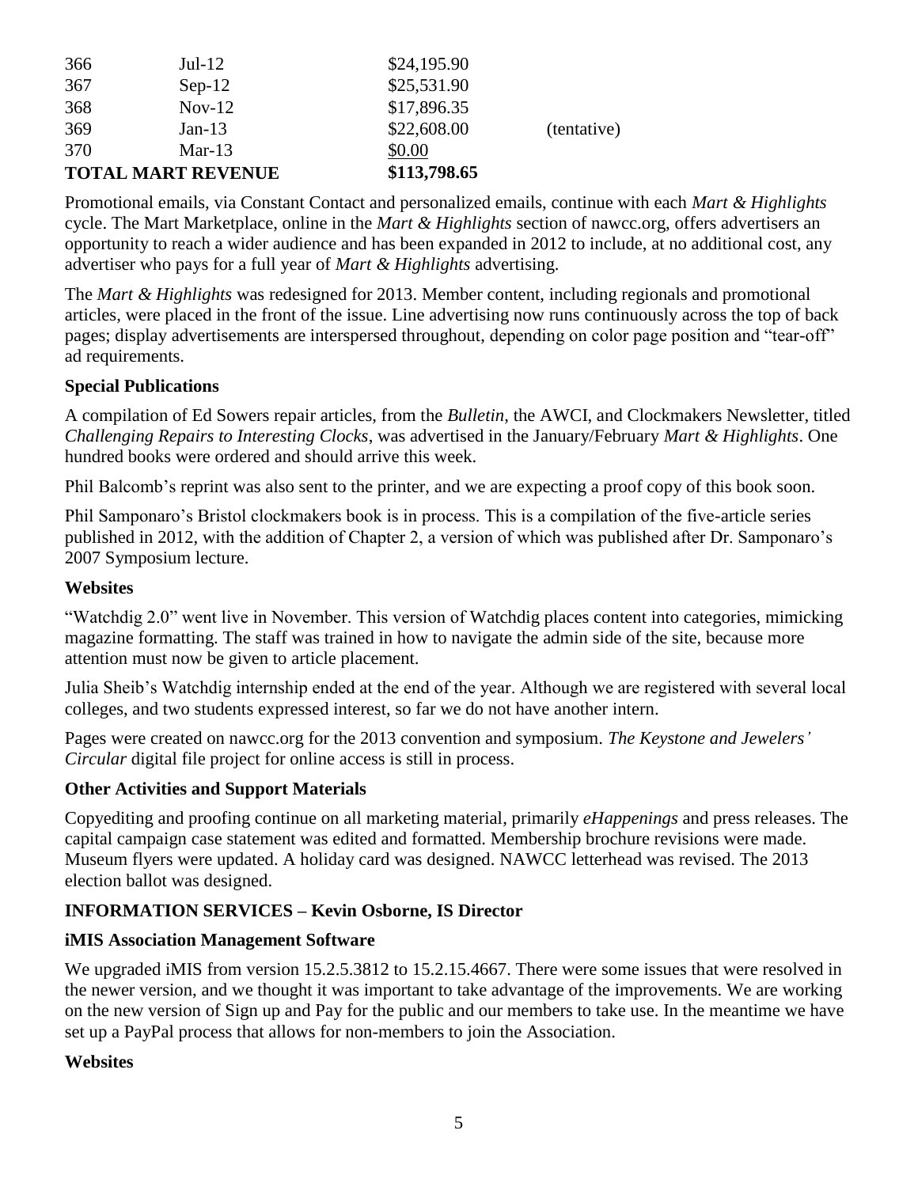| | | | |
|---|---|---|---|
| 366 | Jul-12 | $24,195.90 | |
| 367 | Sep-12 | $25,531.90 | |
| 368 | Nov-12 | $17,896.35 | |
| 369 | Jan-13 | $22,608.00 | (tentative) |
| 370 | Mar-13 | $0.00 | |
| **TOTAL MART REVENUE** | | **$113,798.65** | |

Promotional emails, via Constant Contact and personalized emails, continue with each *Mart & Highlights* cycle. The Mart Marketplace, online in the *Mart & Highlights* section of nawcc.org, offers advertisers an opportunity to reach a wider audience and has been expanded in 2012 to include, at no additional cost, any advertiser who pays for a full year of *Mart & Highlights* advertising.

The *Mart & Highlights* was redesigned for 2013. Member content, including regionals and promotional articles, were placed in the front of the issue. Line advertising now runs continuously across the top of back pages; display advertisements are interspersed throughout, depending on color page position and "tear-off" ad requirements.

### Special Publications

A compilation of Ed Sowers repair articles, from the *Bulletin*, the AWCI, and Clockmakers Newsletter, titled *Challenging Repairs to Interesting Clocks*, was advertised in the January/February *Mart & Highlights*. One hundred books were ordered and should arrive this week.

Phil Balcomb's reprint was also sent to the printer, and we are expecting a proof copy of this book soon.

Phil Samponaro's Bristol clockmakers book is in process. This is a compilation of the five-article series published in 2012, with the addition of Chapter 2, a version of which was published after Dr. Samponaro's 2007 Symposium lecture.

### Websites

"Watchdig 2.0" went live in November. This version of Watchdig places content into categories, mimicking magazine formatting. The staff was trained in how to navigate the admin side of the site, because more attention must now be given to article placement.

Julia Sheib's Watchdig internship ended at the end of the year. Although we are registered with several local colleges, and two students expressed interest, so far we do not have another intern.

Pages were created on nawcc.org for the 2013 convention and symposium. *The Keystone and Jewelers' Circular* digital file project for online access is still in process.

### Other Activities and Support Materials

Copyediting and proofing continue on all marketing material, primarily *eHappenings* and press releases. The capital campaign case statement was edited and formatted. Membership brochure revisions were made. Museum flyers were updated. A holiday card was designed. NAWCC letterhead was revised. The 2013 election ballot was designed.

## INFORMATION SERVICES – Kevin Osborne, IS Director

### iMIS Association Management Software

We upgraded iMIS from version 15.2.5.3812 to 15.2.15.4667. There were some issues that were resolved in the newer version, and we thought it was important to take advantage of the improvements. We are working on the new version of Sign up and Pay for the public and our members to take use. In the meantime we have set up a PayPal process that allows for non-members to join the Association.

### Websites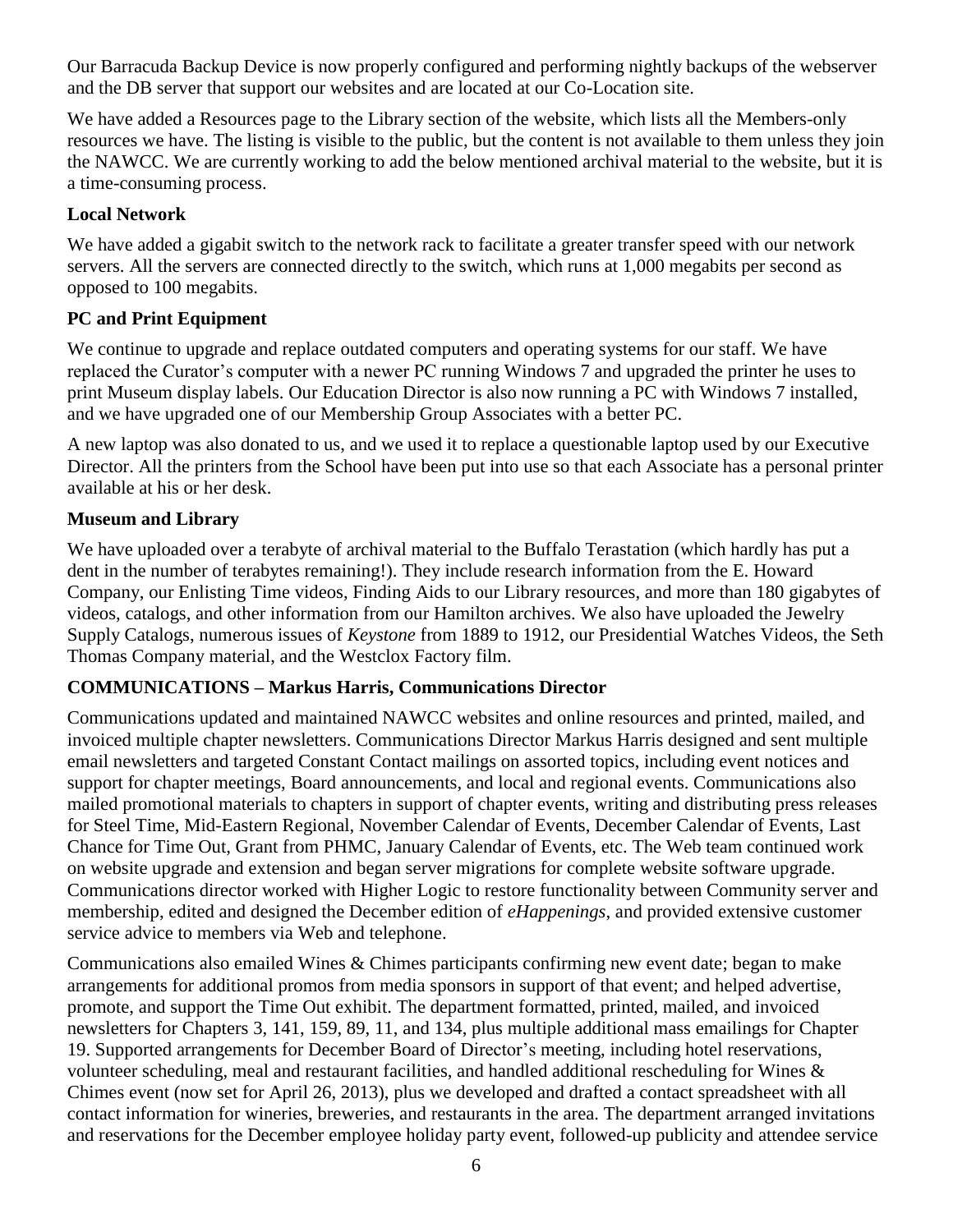Our Barracuda Backup Device is now properly configured and performing nightly backups of the webserver and the DB server that support our websites and are located at our Co-Location site.

We have added a Resources page to the Library section of the website, which lists all the Members-only resources we have. The listing is visible to the public, but the content is not available to them unless they join the NAWCC. We are currently working to add the below mentioned archival material to the website, but it is a time-consuming process.

**Local Network**

We have added a gigabit switch to the network rack to facilitate a greater transfer speed with our network servers. All the servers are connected directly to the switch, which runs at 1,000 megabits per second as opposed to 100 megabits.

**PC and Print Equipment**

We continue to upgrade and replace outdated computers and operating systems for our staff. We have replaced the Curator's computer with a newer PC running Windows 7 and upgraded the printer he uses to print Museum display labels. Our Education Director is also now running a PC with Windows 7 installed, and we have upgraded one of our Membership Group Associates with a better PC.

A new laptop was also donated to us, and we used it to replace a questionable laptop used by our Executive Director. All the printers from the School have been put into use so that each Associate has a personal printer available at his or her desk.

**Museum and Library**

We have uploaded over a terabyte of archival material to the Buffalo Terastation (which hardly has put a dent in the number of terabytes remaining!). They include research information from the E. Howard Company, our Enlisting Time videos, Finding Aids to our Library resources, and more than 180 gigabytes of videos, catalogs, and other information from our Hamilton archives. We also have uploaded the Jewelry Supply Catalogs, numerous issues of *Keystone* from 1889 to 1912, our Presidential Watches Videos, the Seth Thomas Company material, and the Westclox Factory film.

**COMMUNICATIONS – Markus Harris, Communications Director**

Communications updated and maintained NAWCC websites and online resources and printed, mailed, and invoiced multiple chapter newsletters. Communications Director Markus Harris designed and sent multiple email newsletters and targeted Constant Contact mailings on assorted topics, including event notices and support for chapter meetings, Board announcements, and local and regional events. Communications also mailed promotional materials to chapters in support of chapter events, writing and distributing press releases for Steel Time, Mid-Eastern Regional, November Calendar of Events, December Calendar of Events, Last Chance for Time Out, Grant from PHMC, January Calendar of Events, etc. The Web team continued work on website upgrade and extension and began server migrations for complete website software upgrade. Communications director worked with Higher Logic to restore functionality between Community server and membership, edited and designed the December edition of *eHappenings*, and provided extensive customer service advice to members via Web and telephone.

Communications also emailed Wines & Chimes participants confirming new event date; began to make arrangements for additional promos from media sponsors in support of that event; and helped advertise, promote, and support the Time Out exhibit. The department formatted, printed, mailed, and invoiced newsletters for Chapters 3, 141, 159, 89, 11, and 134, plus multiple additional mass emailings for Chapter 19. Supported arrangements for December Board of Director's meeting, including hotel reservations, volunteer scheduling, meal and restaurant facilities, and handled additional rescheduling for Wines & Chimes event (now set for April 26, 2013), plus we developed and drafted a contact spreadsheet with all contact information for wineries, breweries, and restaurants in the area. The department arranged invitations and reservations for the December employee holiday party event, followed-up publicity and attendee service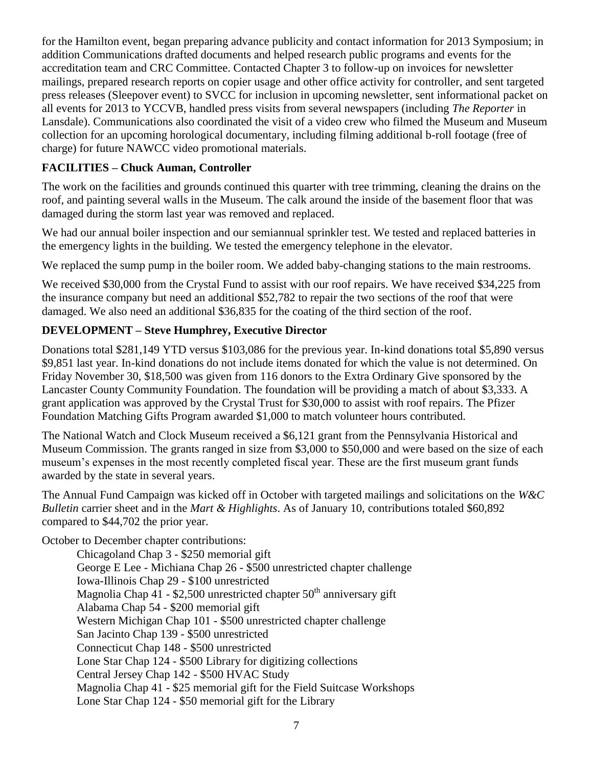for the Hamilton event, began preparing advance publicity and contact information for 2013 Symposium; in addition Communications drafted documents and helped research public programs and events for the accreditation team and CRC Committee. Contacted Chapter 3 to follow-up on invoices for newsletter mailings, prepared research reports on copier usage and other office activity for controller, and sent targeted press releases (Sleepover event) to SVCC for inclusion in upcoming newsletter, sent informational packet on all events for 2013 to YCCVB, handled press visits from several newspapers (including *The Reporter* in Lansdale). Communications also coordinated the visit of a video crew who filmed the Museum and Museum collection for an upcoming horological documentary, including filming additional b-roll footage (free of charge) for future NAWCC video promotional materials.

### FACILITIES – Chuck Auman, Controller

The work on the facilities and grounds continued this quarter with tree trimming, cleaning the drains on the roof, and painting several walls in the Museum. The calk around the inside of the basement floor that was damaged during the storm last year was removed and replaced.

We had our annual boiler inspection and our semiannual sprinkler test. We tested and replaced batteries in the emergency lights in the building. We tested the emergency telephone in the elevator.

We replaced the sump pump in the boiler room. We added baby-changing stations to the main restrooms.

We received $30,000 from the Crystal Fund to assist with our roof repairs. We have received $34,225 from the insurance company but need an additional $52,782 to repair the two sections of the roof that were damaged. We also need an additional $36,835 for the coating of the third section of the roof.

### DEVELOPMENT – Steve Humphrey, Executive Director

Donations total $281,149 YTD versus $103,086 for the previous year. In-kind donations total $5,890 versus $9,851 last year. In-kind donations do not include items donated for which the value is not determined. On Friday November 30, $18,500 was given from 116 donors to the Extra Ordinary Give sponsored by the Lancaster County Community Foundation. The foundation will be providing a match of about $3,333. A grant application was approved by the Crystal Trust for $30,000 to assist with roof repairs. The Pfizer Foundation Matching Gifts Program awarded $1,000 to match volunteer hours contributed.

The National Watch and Clock Museum received a $6,121 grant from the Pennsylvania Historical and Museum Commission. The grants ranged in size from $3,000 to $50,000 and were based on the size of each museum's expenses in the most recently completed fiscal year. These are the first museum grant funds awarded by the state in several years.

The Annual Fund Campaign was kicked off in October with targeted mailings and solicitations on the *W&C Bulletin* carrier sheet and in the *Mart & Highlights*. As of January 10, contributions totaled $60,892 compared to $44,702 the prior year.

October to December chapter contributions:

- Chicagoland Chap 3 - $250 memorial gift
- George E Lee - Michiana Chap 26 - $500 unrestricted chapter challenge
- Iowa-Illinois Chap 29 - $100 unrestricted
- Magnolia Chap 41 - $2,500 unrestricted chapter 50th anniversary gift
- Alabama Chap 54 - $200 memorial gift
- Western Michigan Chap 101 - $500 unrestricted chapter challenge
- San Jacinto Chap 139 - $500 unrestricted
- Connecticut Chap 148 - $500 unrestricted
- Lone Star Chap 124 - $500 Library for digitizing collections
- Central Jersey Chap 142 - $500 HVAC Study
- Magnolia Chap 41 - $25 memorial gift for the Field Suitcase Workshops
- Lone Star Chap 124 - $50 memorial gift for the Library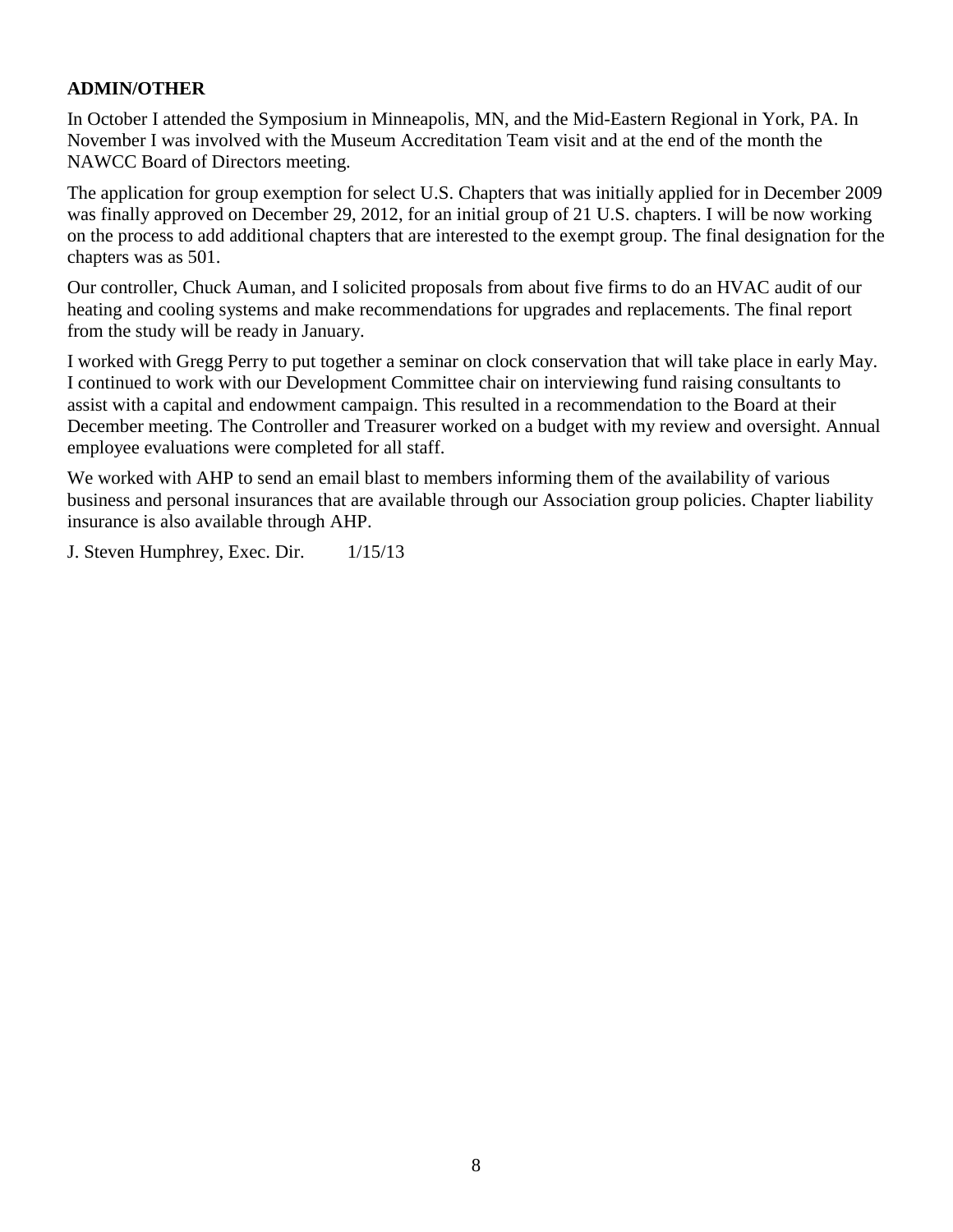**ADMIN/OTHER**

In October I attended the Symposium in Minneapolis, MN, and the Mid-Eastern Regional in York, PA. In November I was involved with the Museum Accreditation Team visit and at the end of the month the NAWCC Board of Directors meeting.

The application for group exemption for select U.S. Chapters that was initially applied for in December 2009 was finally approved on December 29, 2012, for an initial group of 21 U.S. chapters. I will be now working on the process to add additional chapters that are interested to the exempt group. The final designation for the chapters was as 501.

Our controller, Chuck Auman, and I solicited proposals from about five firms to do an HVAC audit of our heating and cooling systems and make recommendations for upgrades and replacements. The final report from the study will be ready in January.

I worked with Gregg Perry to put together a seminar on clock conservation that will take place in early May. I continued to work with our Development Committee chair on interviewing fund raising consultants to assist with a capital and endowment campaign. This resulted in a recommendation to the Board at their December meeting. The Controller and Treasurer worked on a budget with my review and oversight. Annual employee evaluations were completed for all staff.

We worked with AHP to send an email blast to members informing them of the availability of various business and personal insurances that are available through our Association group policies. Chapter liability insurance is also available through AHP.

J. Steven Humphrey, Exec. Dir. 1/15/13